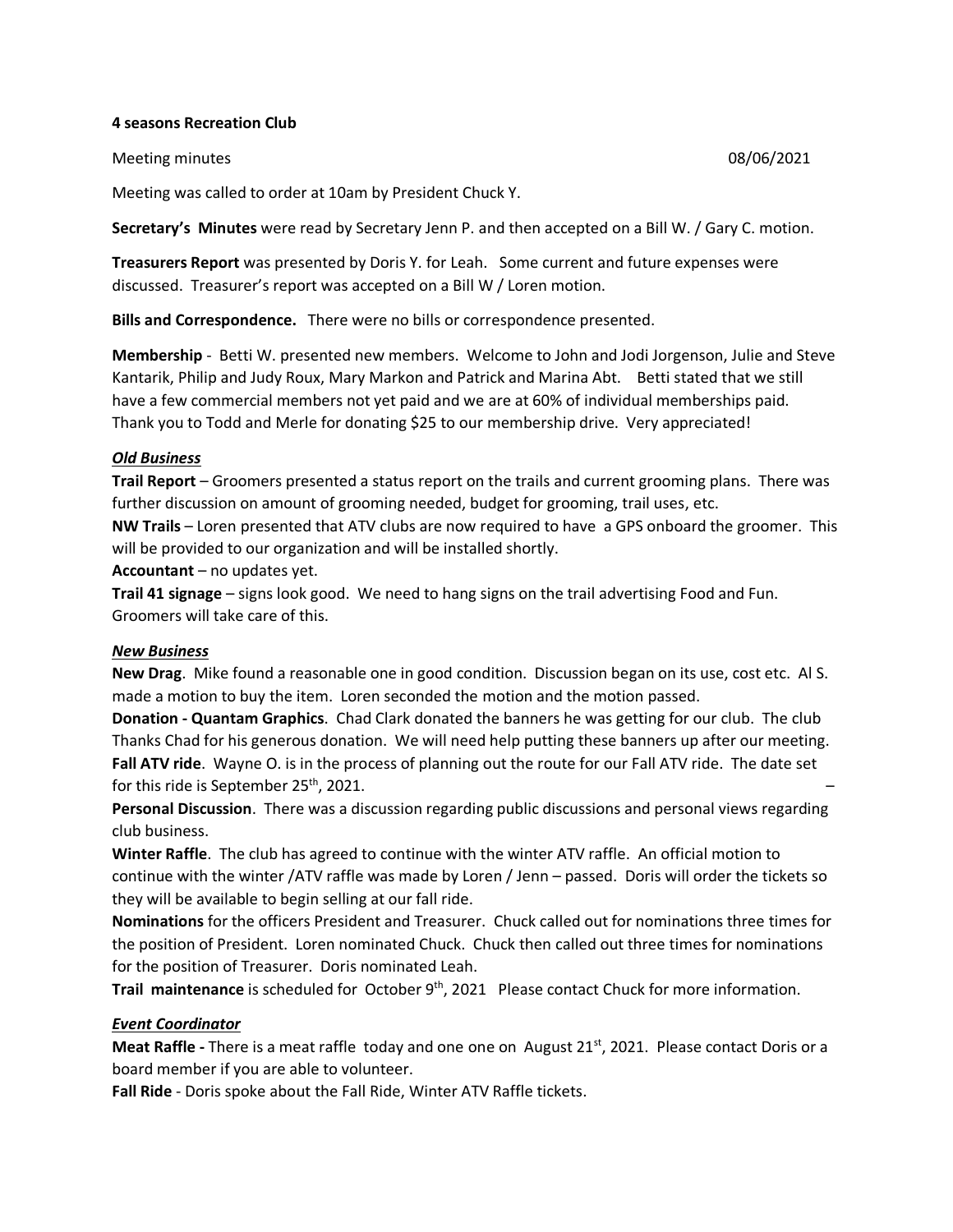**4 seasons Recreation Club**

Meeting minutes 08/06/2021

Meeting was called to order at 10am by President Chuck Y.

**Secretary's Minutes** were read by Secretary Jenn P. and then accepted on a Bill W. / Gary C. motion.

**Treasurers Report** was presented by Doris Y. for Leah. Some current and future expenses were discussed. Treasurer's report was accepted on a Bill W / Loren motion.

**Bills and Correspondence.** There were no bills or correspondence presented.

**Membership** - Betti W. presented new members. Welcome to John and Jodi Jorgenson, Julie and Steve Kantarik, Philip and Judy Roux, Mary Markon and Patrick and Marina Abt. Betti stated that we still have a few commercial members not yet paid and we are at 60% of individual memberships paid. Thank you to Todd and Merle for donating $25 to our membership drive. Very appreciated!

***Old Business***

**Trail Report** – Groomers presented a status report on the trails and current grooming plans. There was further discussion on amount of grooming needed, budget for grooming, trail uses, etc.

**NW Trails** – Loren presented that ATV clubs are now required to have a GPS onboard the groomer. This will be provided to our organization and will be installed shortly.

**Accountant** – no updates yet.

**Trail 41 signage** – signs look good. We need to hang signs on the trail advertising Food and Fun. Groomers will take care of this.

***New Business***

**New Drag**. Mike found a reasonable one in good condition. Discussion began on its use, cost etc. Al S. made a motion to buy the item. Loren seconded the motion and the motion passed.

**Donation - Quantam Graphics**. Chad Clark donated the banners he was getting for our club. The club Thanks Chad for his generous donation. We will need help putting these banners up after our meeting.

**Fall ATV ride**. Wayne O. is in the process of planning out the route for our Fall ATV ride. The date set for this ride is September 25th, 2021. –

**Personal Discussion**. There was a discussion regarding public discussions and personal views regarding club business.

**Winter Raffle**. The club has agreed to continue with the winter ATV raffle. An official motion to continue with the winter /ATV raffle was made by Loren / Jenn – passed. Doris will order the tickets so they will be available to begin selling at our fall ride.

**Nominations** for the officers President and Treasurer. Chuck called out for nominations three times for the position of President. Loren nominated Chuck. Chuck then called out three times for nominations for the position of Treasurer. Doris nominated Leah.

**Trail maintenance** is scheduled for October 9th, 2021 Please contact Chuck for more information.

***Event Coordinator***

**Meat Raffle -** There is a meat raffle today and one one on August 21st, 2021. Please contact Doris or a board member if you are able to volunteer.

**Fall Ride** - Doris spoke about the Fall Ride, Winter ATV Raffle tickets.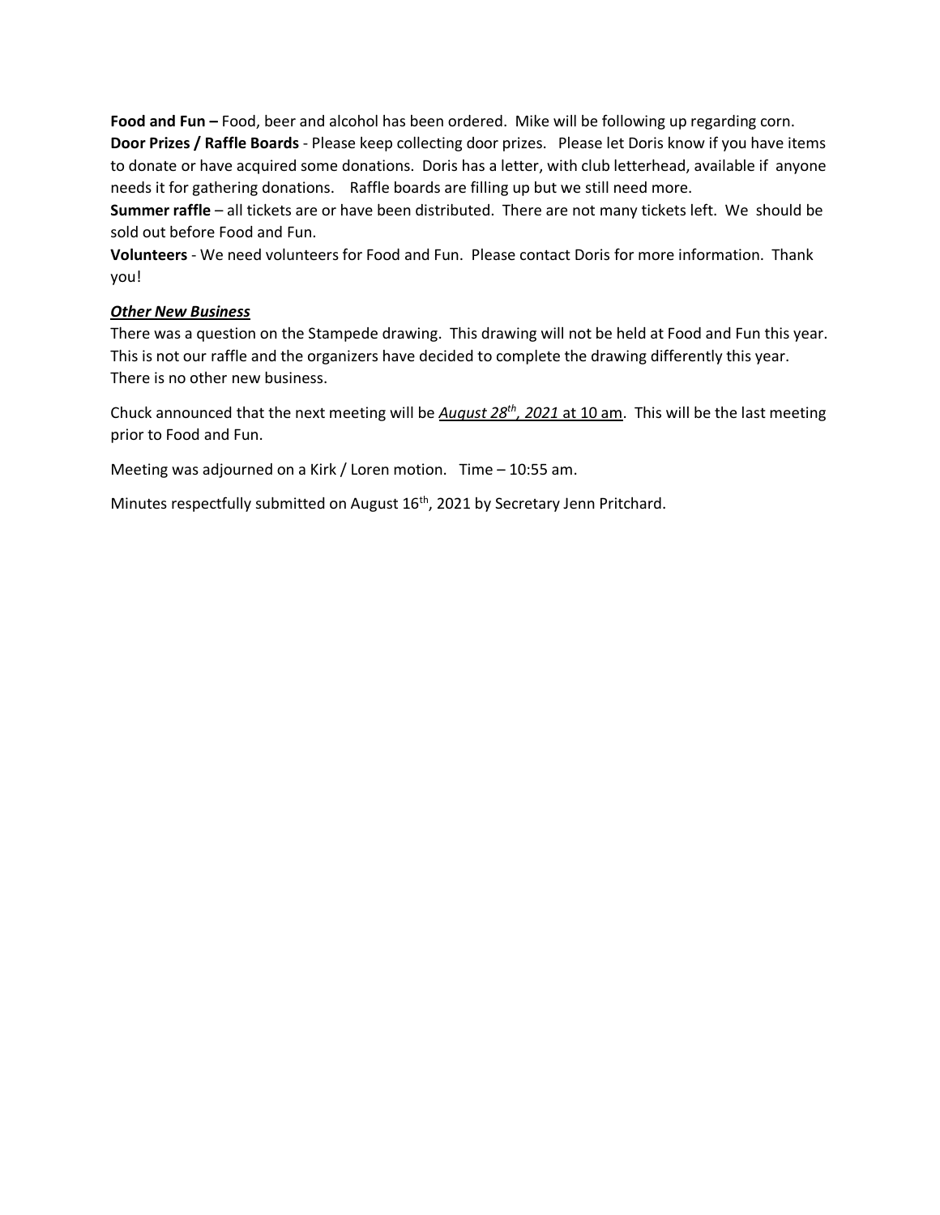**Food and Fun –** Food, beer and alcohol has been ordered. Mike will be following up regarding corn.
**Door Prizes / Raffle Boards** - Please keep collecting door prizes. Please let Doris know if you have items to donate or have acquired some donations. Doris has a letter, with club letterhead, available if anyone needs it for gathering donations. Raffle boards are filling up but we still need more.
**Summer raffle** – all tickets are or have been distributed. There are not many tickets left. We should be sold out before Food and Fun.
**Volunteers** - We need volunteers for Food and Fun. Please contact Doris for more information. Thank you!

***Other New Business***

There was a question on the Stampede drawing. This drawing will not be held at Food and Fun this year. This is not our raffle and the organizers have decided to complete the drawing differently this year. There is no other new business.

Chuck announced that the next meeting will be ***August 28th, 2021*** at 10 am. This will be the last meeting prior to Food and Fun.

Meeting was adjourned on a Kirk / Loren motion. Time – 10:55 am.

Minutes respectfully submitted on August 16th, 2021 by Secretary Jenn Pritchard.